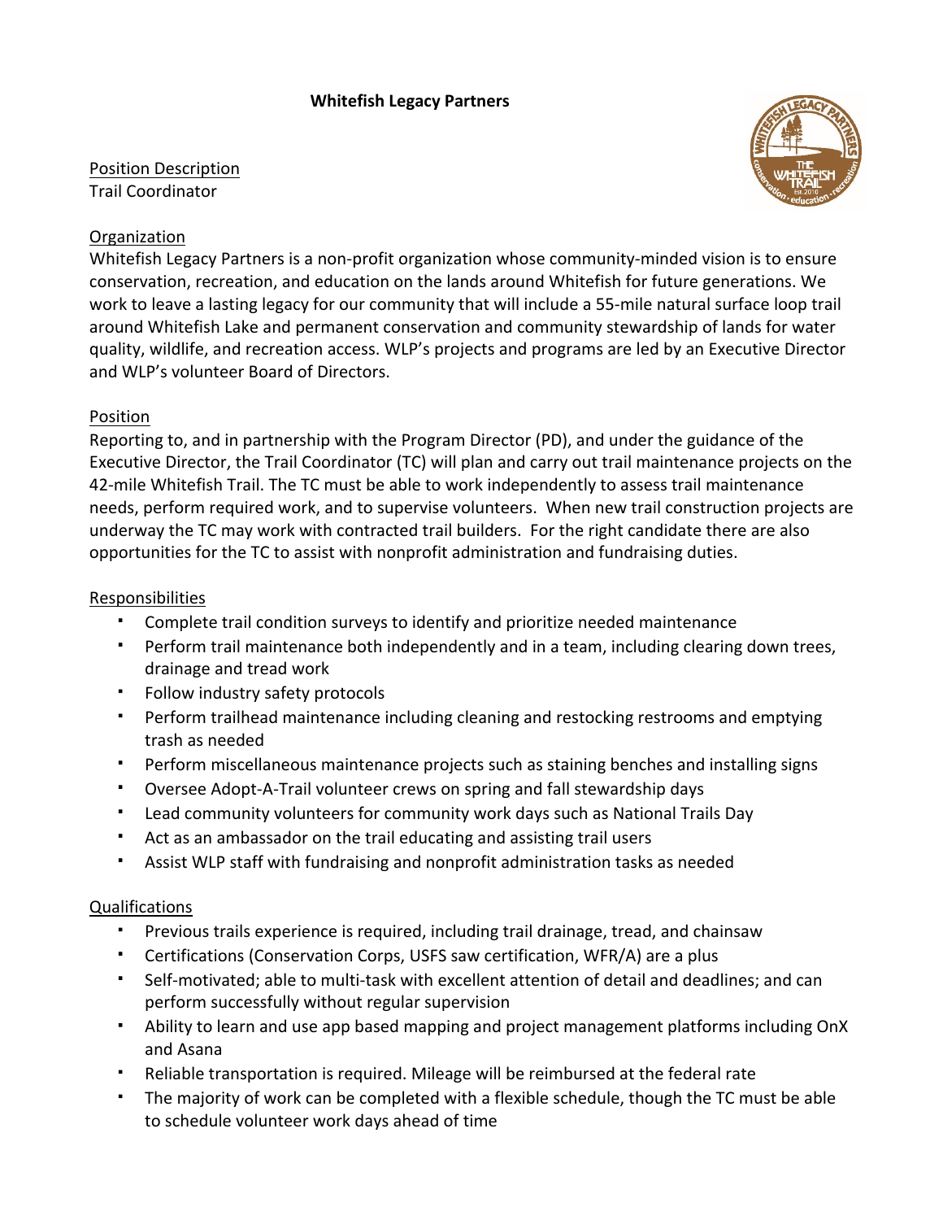**Whitefish Legacy Partners**

Position Description
Trail Coordinator

## Organization

Whitefish Legacy Partners is a non-profit organization whose community-minded vision is to ensure conservation, recreation, and education on the lands around Whitefish for future generations. We work to leave a lasting legacy for our community that will include a 55-mile natural surface loop trail around Whitefish Lake and permanent conservation and community stewardship of lands for water quality, wildlife, and recreation access. WLP's projects and programs are led by an Executive Director and WLP's volunteer Board of Directors.

## Position

Reporting to, and in partnership with the Program Director (PD), and under the guidance of the Executive Director, the Trail Coordinator (TC) will plan and carry out trail maintenance projects on the 42-mile Whitefish Trail. The TC must be able to work independently to assess trail maintenance needs, perform required work, and to supervise volunteers. When new trail construction projects are underway the TC may work with contracted trail builders. For the right candidate there are also opportunities for the TC to assist with nonprofit administration and fundraising duties.

## Responsibilities

- Complete trail condition surveys to identify and prioritize needed maintenance
- Perform trail maintenance both independently and in a team, including clearing down trees, drainage and tread work
- Follow industry safety protocols
- Perform trailhead maintenance including cleaning and restocking restrooms and emptying trash as needed
- Perform miscellaneous maintenance projects such as staining benches and installing signs
- Oversee Adopt-A-Trail volunteer crews on spring and fall stewardship days
- Lead community volunteers for community work days such as National Trails Day
- Act as an ambassador on the trail educating and assisting trail users
- Assist WLP staff with fundraising and nonprofit administration tasks as needed

## Qualifications

- Previous trails experience is required, including trail drainage, tread, and chainsaw
- Certifications (Conservation Corps, USFS saw certification, WFR/A) are a plus
- Self-motivated; able to multi-task with excellent attention of detail and deadlines; and can perform successfully without regular supervision
- Ability to learn and use app based mapping and project management platforms including OnX and Asana
- Reliable transportation is required. Mileage will be reimbursed at the federal rate
- The majority of work can be completed with a flexible schedule, though the TC must be able to schedule volunteer work days ahead of time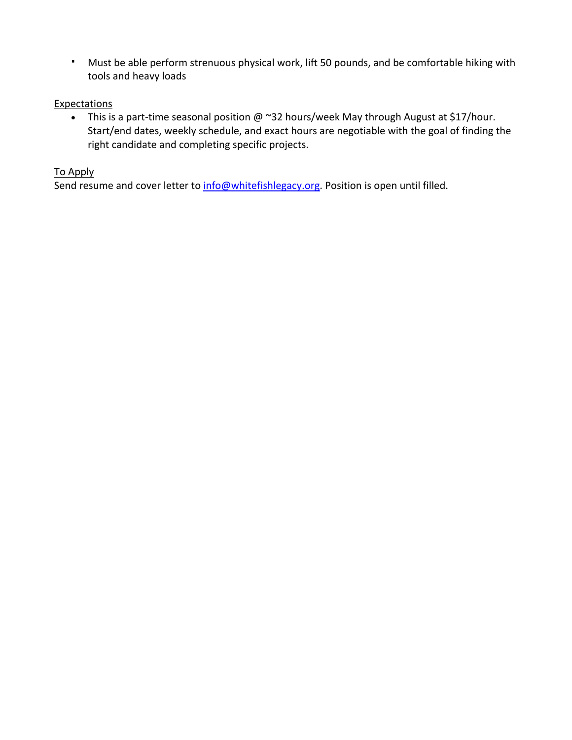- Must be able perform strenuous physical work, lift 50 pounds, and be comfortable hiking with tools and heavy loads

Expectations

- This is a part-time seasonal position @ ~32 hours/week May through August at $17/hour. Start/end dates, weekly schedule, and exact hours are negotiable with the goal of finding the right candidate and completing specific projects.

To Apply

Send resume and cover letter to info@whitefishlegacy.org. Position is open until filled.